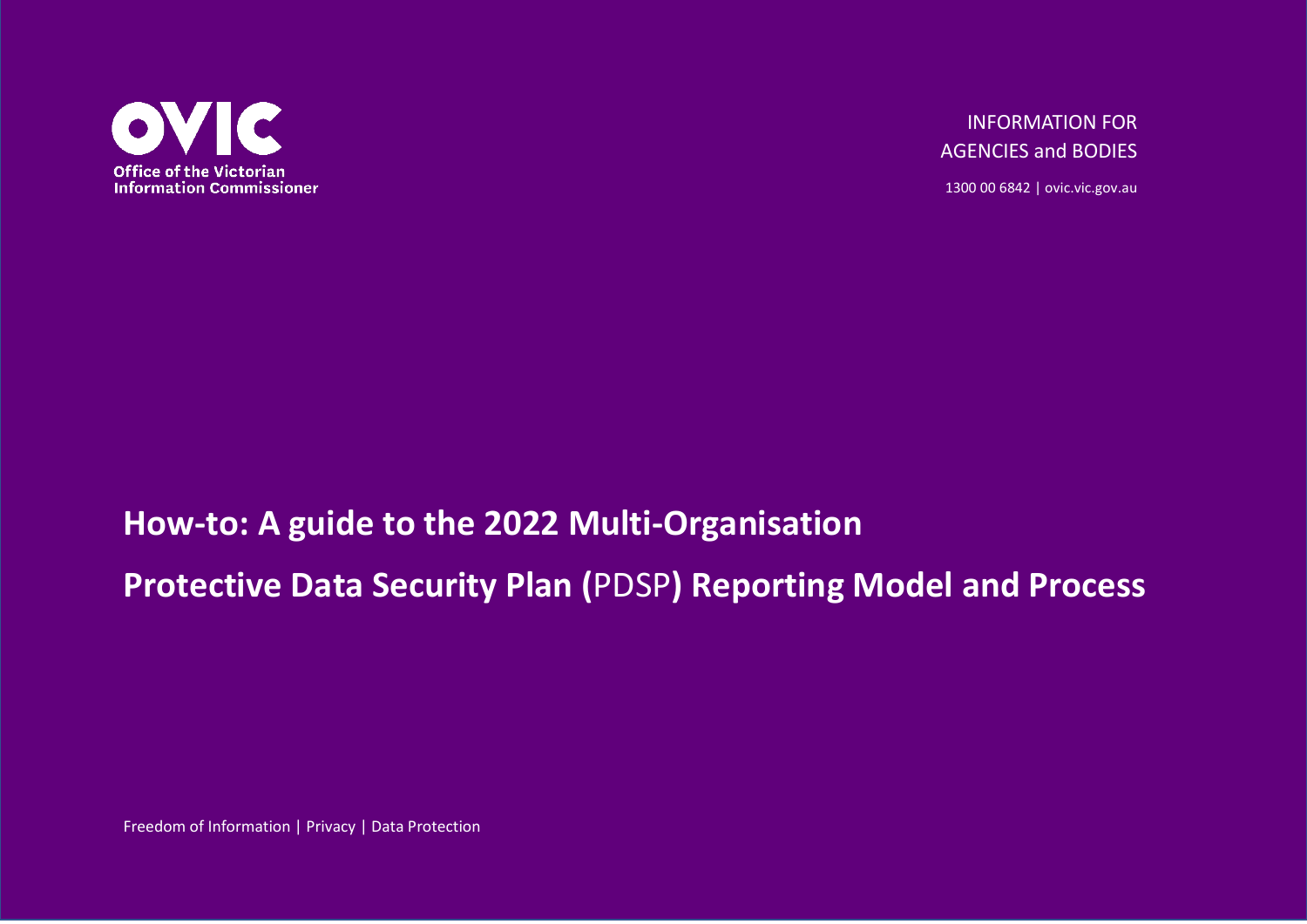**OVIC**

**Office of the Victorian Information Commissioner**

INFORMATION FOR AGENCIES and BODIES

1300 00 6842 | ovic.vic.gov.au

# How-to: A guide to the 2022 Multi-Organisation Protective Data Security Plan (PDSP) Reporting Model and Process

Freedom of Information | Privacy | Data Protection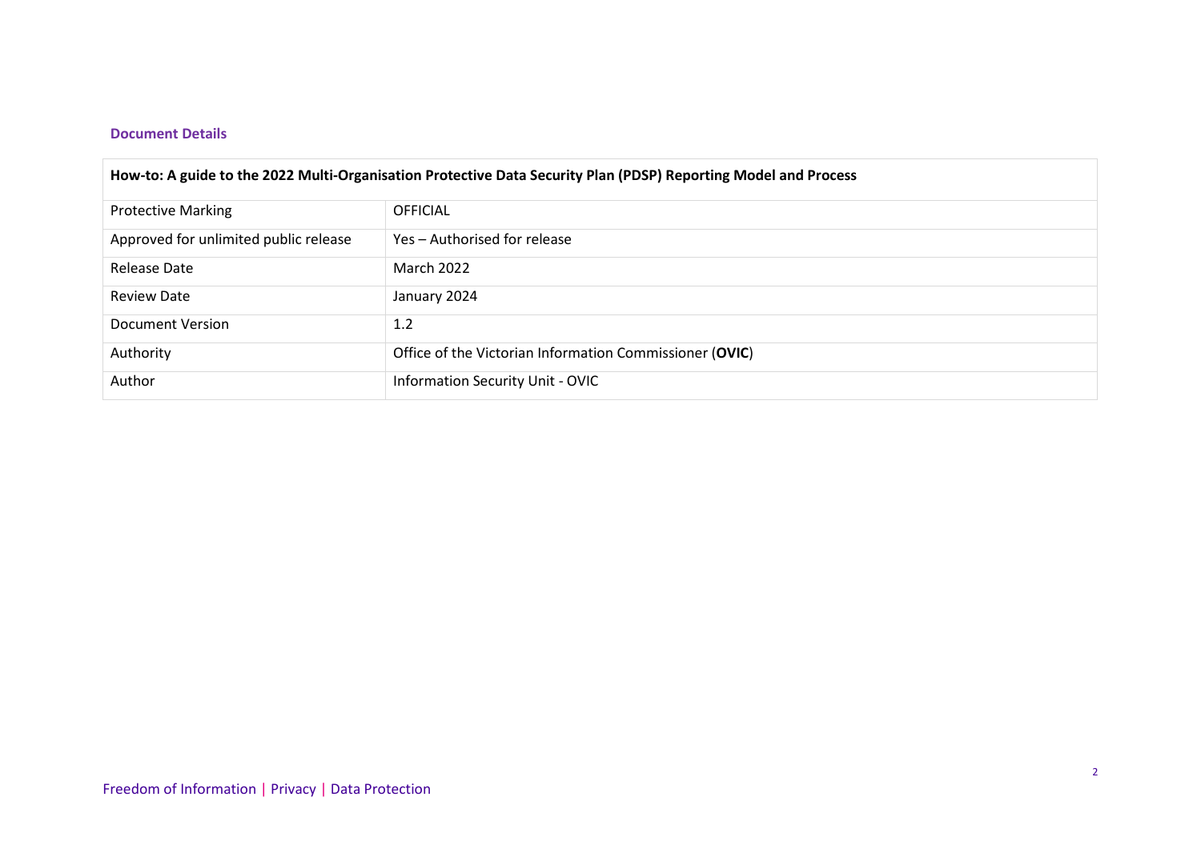### Document Details

| How-to: A guide to the 2022 Multi-Organisation Protective Data Security Plan (PDSP) Reporting Model and Process | |
|---|---|
| Protective Marking | OFFICIAL |
| Approved for unlimited public release | Yes – Authorised for release |
| Release Date | March 2022 |
| Review Date | January 2024 |
| Document Version | 1.2 |
| Authority | Office of the Victorian Information Commissioner (**OVIC**) |
| Author | Information Security Unit - OVIC |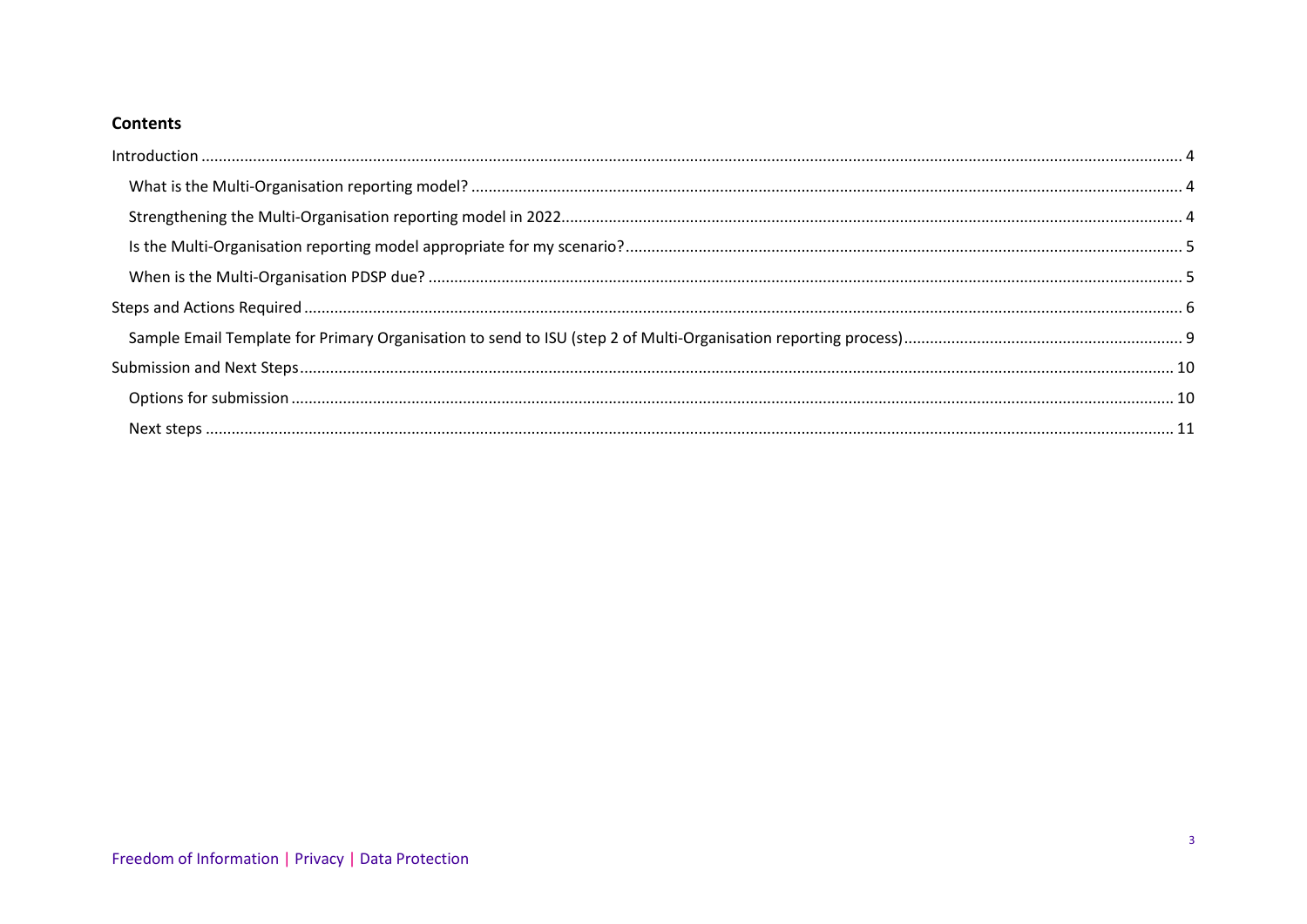**Contents**

- Introduction ..... 4
  - What is the Multi-Organisation reporting model? ..... 4
  - Strengthening the Multi-Organisation reporting model in 2022 ..... 4
  - Is the Multi-Organisation reporting model appropriate for my scenario? ..... 5
  - When is the Multi-Organisation PDSP due? ..... 5
- Steps and Actions Required ..... 6
  - Sample Email Template for Primary Organisation to send to ISU (step 2 of Multi-Organisation reporting process) ..... 9
- Submission and Next Steps ..... 10
  - Options for submission ..... 10
  - Next steps ..... 11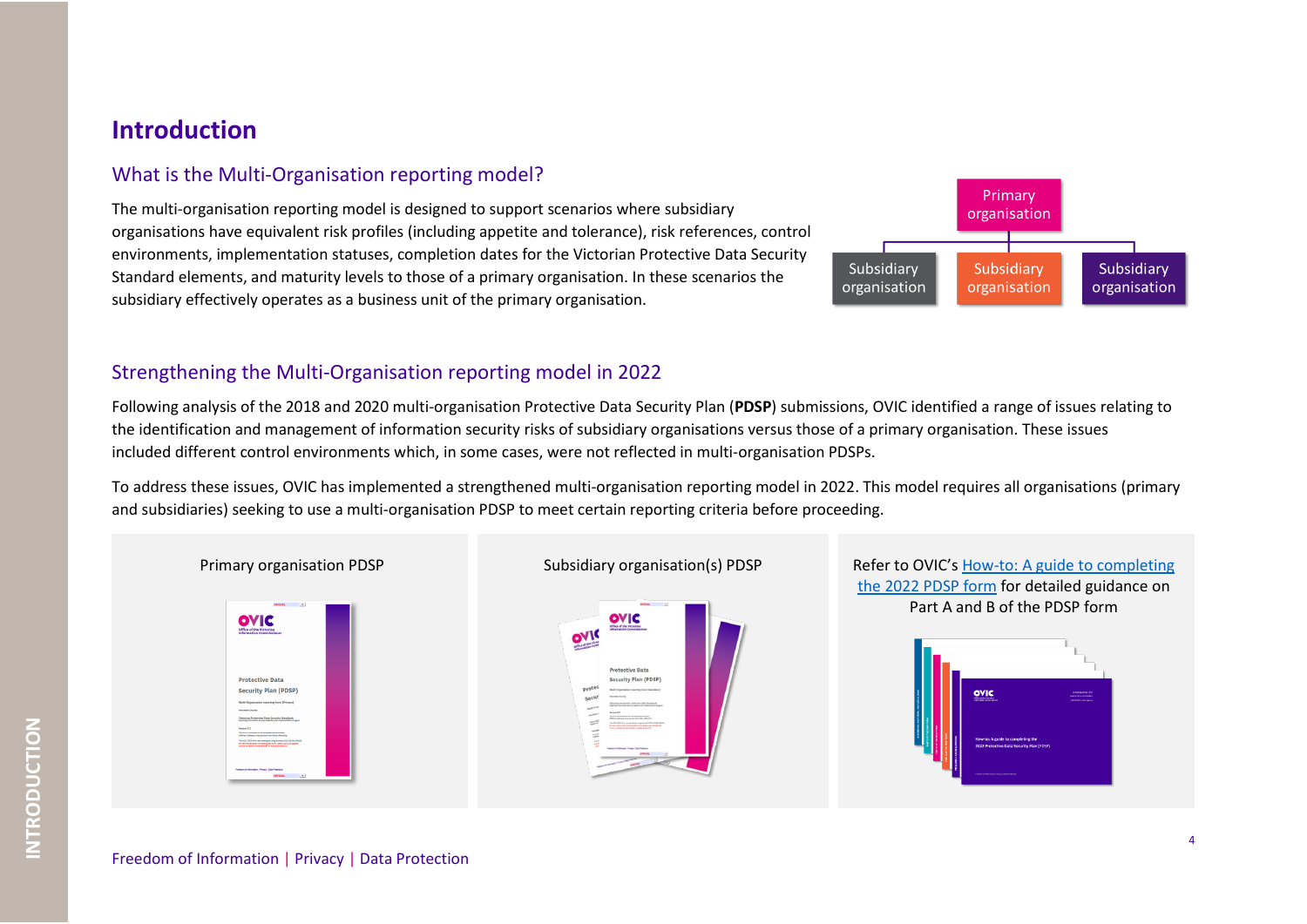# Introduction

## What is the Multi-Organisation reporting model?

The multi-organisation reporting model is designed to support scenarios where subsidiary organisations have equivalent risk profiles (including appetite and tolerance), risk references, control environments, implementation statuses, completion dates for the Victorian Protective Data Security Standard elements, and maturity levels to those of a primary organisation. In these scenarios the subsidiary effectively operates as a business unit of the primary organisation.

Primary organisation

Subsidiary organisation | Subsidiary organisation | Subsidiary organisation

## Strengthening the Multi-Organisation reporting model in 2022

Following analysis of the 2018 and 2020 multi-organisation Protective Data Security Plan (**PDSP**) submissions, OVIC identified a range of issues relating to the identification and management of information security risks of subsidiary organisations versus those of a primary organisation. These issues included different control environments which, in some cases, were not reflected in multi-organisation PDSPs.

To address these issues, OVIC has implemented a strengthened multi-organisation reporting model in 2022. This model requires all organisations (primary and subsidiaries) seeking to use a multi-organisation PDSP to meet certain reporting criteria before proceeding.

Primary organisation PDSP

Subsidiary organisation(s) PDSP

Refer to OVIC's [How-to: A guide to completing the 2022 PDSP form]() for detailed guidance on Part A and B of the PDSP form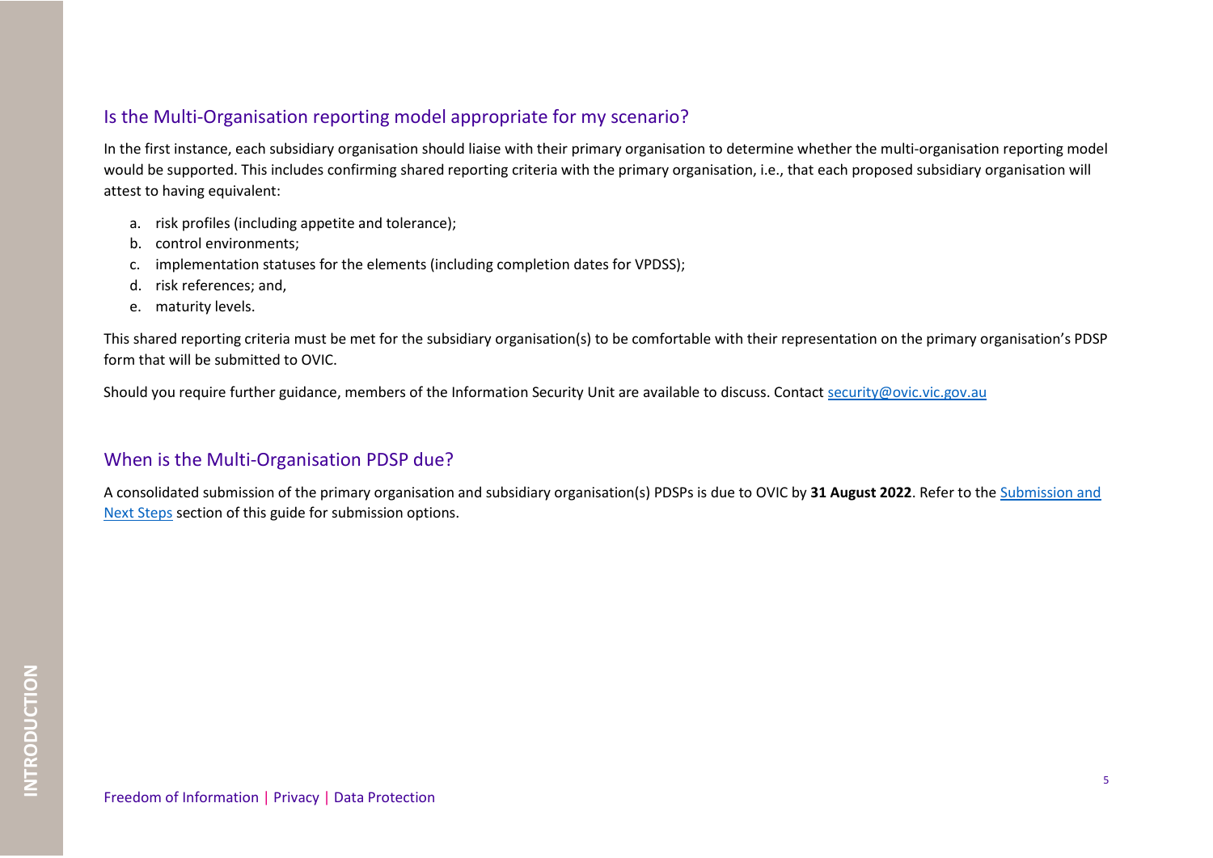## Is the Multi-Organisation reporting model appropriate for my scenario?

In the first instance, each subsidiary organisation should liaise with their primary organisation to determine whether the multi-organisation reporting model would be supported. This includes confirming shared reporting criteria with the primary organisation, i.e., that each proposed subsidiary organisation will attest to having equivalent:

a. risk profiles (including appetite and tolerance);
b. control environments;
c. implementation statuses for the elements (including completion dates for VPDSS);
d. risk references; and,
e. maturity levels.

This shared reporting criteria must be met for the subsidiary organisation(s) to be comfortable with their representation on the primary organisation's PDSP form that will be submitted to OVIC.

Should you require further guidance, members of the Information Security Unit are available to discuss. Contact [security@ovic.vic.gov.au](mailto:security@ovic.vic.gov.au)

## When is the Multi-Organisation PDSP due?

A consolidated submission of the primary organisation and subsidiary organisation(s) PDSPs is due to OVIC by **31 August 2022**. Refer to the Submission and Next Steps section of this guide for submission options.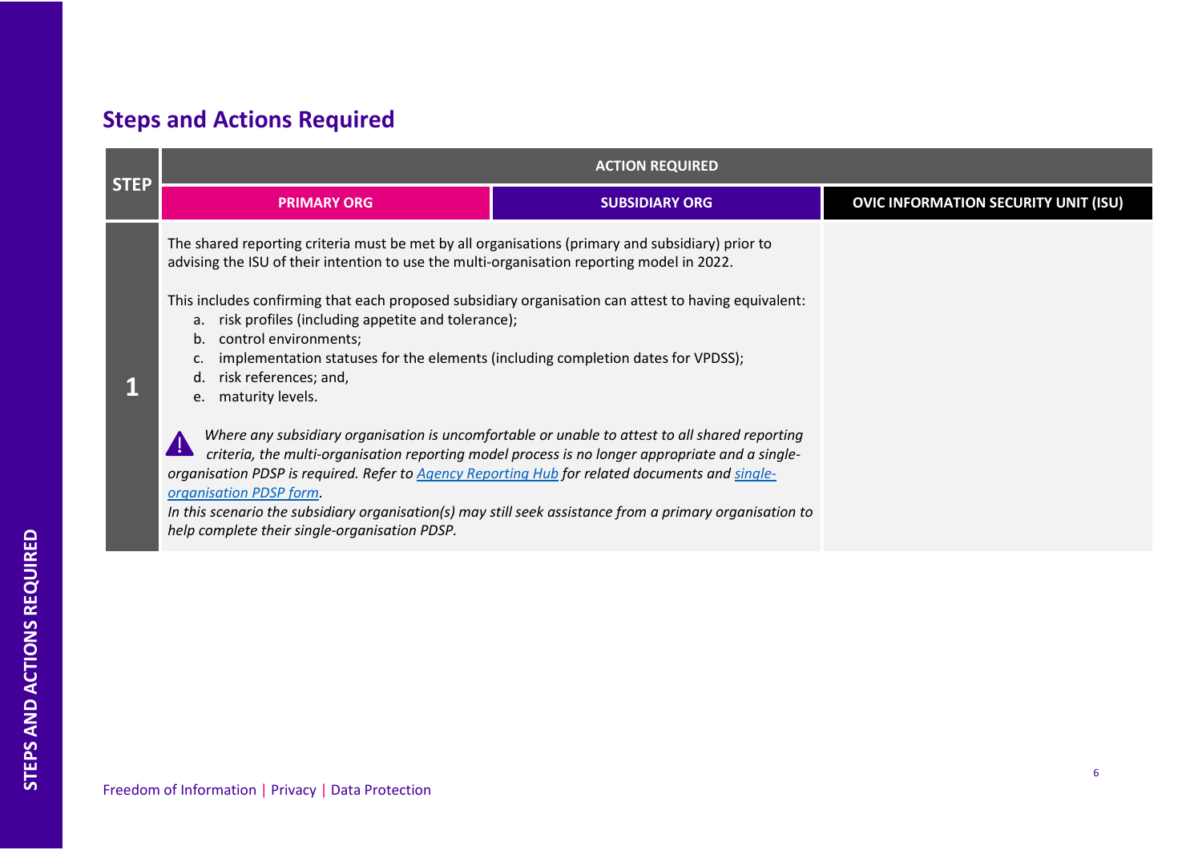## Steps and Actions Required

| STEP | ACTION REQUIRED | | |
|---|---|---|---|
| | PRIMARY ORG | SUBSIDIARY ORG | OVIC INFORMATION SECURITY UNIT (ISU) |
| 1 | The shared reporting criteria must be met by all organisations (primary and subsidiary) prior to advising the ISU of their intention to use the multi-organisation reporting model in 2022.<br><br>This includes confirming that each proposed subsidiary organisation can attest to having equivalent:<br>a. risk profiles (including appetite and tolerance);<br>b. control environments;<br>c. implementation statuses for the elements (including completion dates for VPDSS);<br>d. risk references; and,<br>e. maturity levels.<br><br>⚠ *Where any subsidiary organisation is uncomfortable or unable to attest to all shared reporting criteria, the multi-organisation reporting model process is no longer appropriate and a single-organisation PDSP is required. Refer to [Agency Reporting Hub]() for related documents and [single-organisation PDSP form]().*<br>*In this scenario the subsidiary organisation(s) may still seek assistance from a primary organisation to help complete their single-organisation PDSP.* | | |

Freedom of Information | Privacy | Data Protection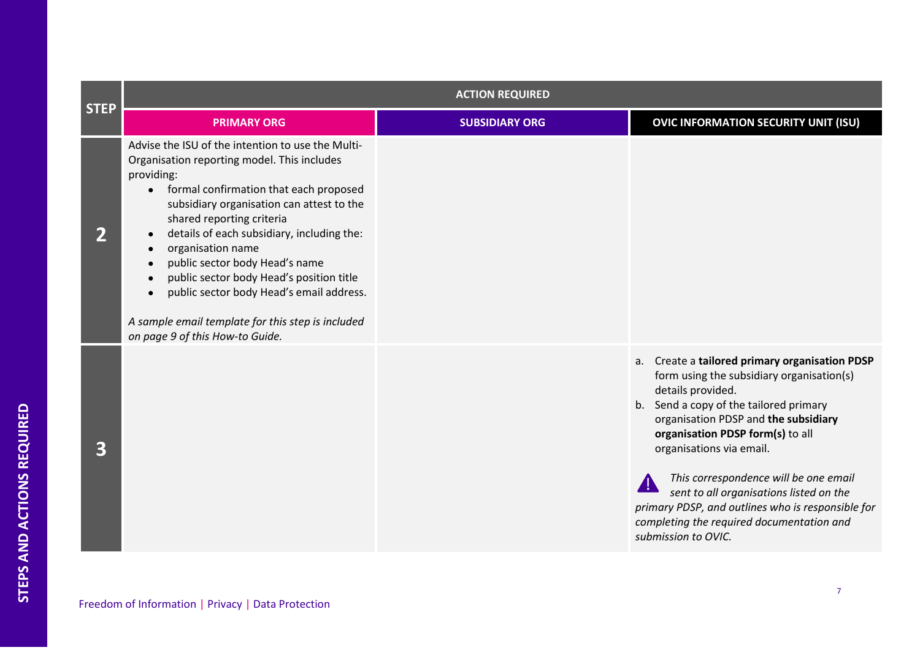## STEPS AND ACTIONS REQUIRED

| STEP | ACTION REQUIRED | | |
|---|---|---|---|
| | **PRIMARY ORG** | **SUBSIDIARY ORG** | **OVIC INFORMATION SECURITY UNIT (ISU)** |
| **2** | Advise the ISU of the intention to use the Multi-Organisation reporting model. This includes providing:<br>• formal confirmation that each proposed subsidiary organisation can attest to the shared reporting criteria<br>• details of each subsidiary, including the:<br>• organisation name<br>• public sector body Head's name<br>• public sector body Head's position title<br>• public sector body Head's email address.<br><br>*A sample email template for this step is included on page 9 of this How-to Guide.* | | |
| **3** | | | a. Create a **tailored primary organisation PDSP** form using the subsidiary organisation(s) details provided.<br>b. Send a copy of the tailored primary organisation PDSP and **the subsidiary organisation PDSP form(s)** to all organisations via email.<br><br>⚠ *This correspondence will be one email sent to all organisations listed on the primary PDSP, and outlines who is responsible for completing the required documentation and submission to OVIC.* |

Freedom of Information | Privacy | Data Protection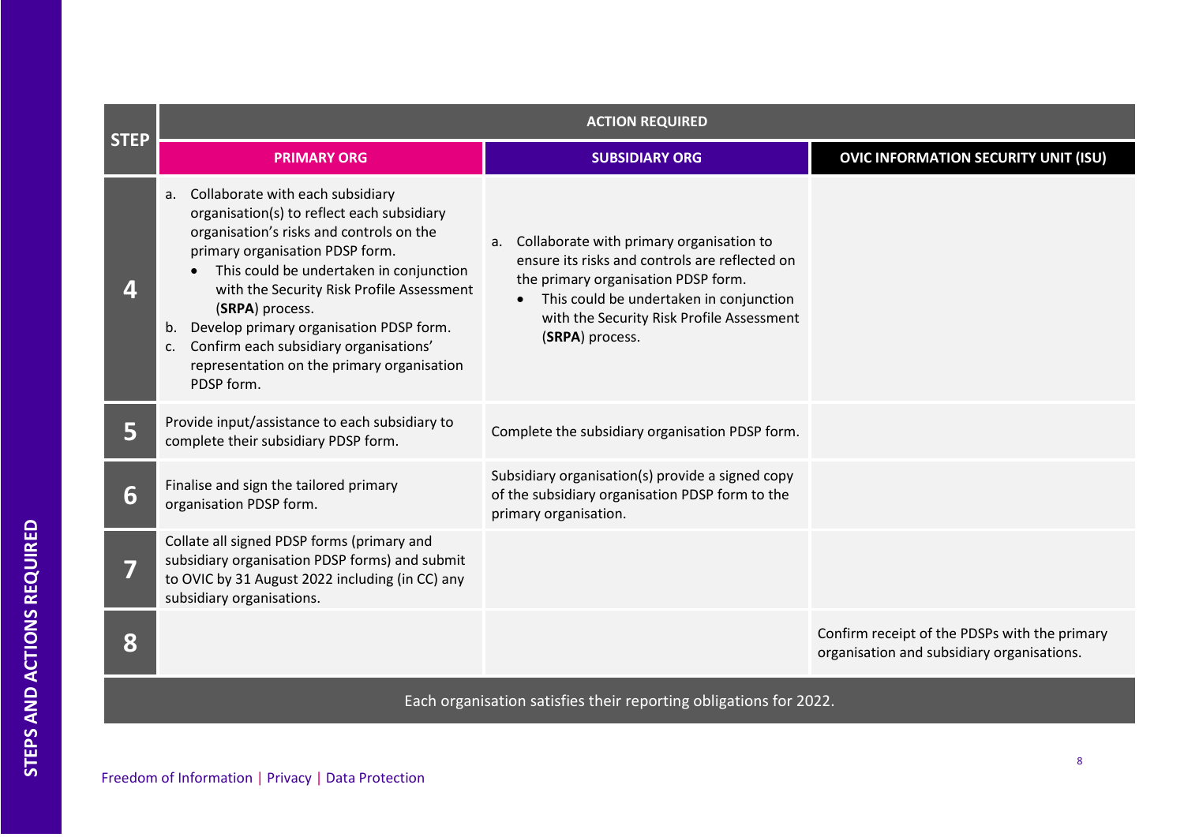| STEP | ACTION REQUIRED | | |
|---|---|---|---|
| | **PRIMARY ORG** | **SUBSIDIARY ORG** | **OVIC INFORMATION SECURITY UNIT (ISU)** |
| **4** | a. Collaborate with each subsidiary organisation(s) to reflect each subsidiary organisation's risks and controls on the primary organisation PDSP form.<br>• This could be undertaken in conjunction with the Security Risk Profile Assessment (**SRPA**) process.<br>b. Develop primary organisation PDSP form.<br>c. Confirm each subsidiary organisations' representation on the primary organisation PDSP form. | a. Collaborate with primary organisation to ensure its risks and controls are reflected on the primary organisation PDSP form.<br>• This could be undertaken in conjunction with the Security Risk Profile Assessment (**SRPA**) process. | |
| **5** | Provide input/assistance to each subsidiary to complete their subsidiary PDSP form. | Complete the subsidiary organisation PDSP form. | |
| **6** | Finalise and sign the tailored primary organisation PDSP form. | Subsidiary organisation(s) provide a signed copy of the subsidiary organisation PDSP form to the primary organisation. | |
| **7** | Collate all signed PDSP forms (primary and subsidiary organisation PDSP forms) and submit to OVIC by 31 August 2022 including (in CC) any subsidiary organisations. | | |
| **8** | | | Confirm receipt of the PDSPs with the primary organisation and subsidiary organisations. |
| Each organisation satisfies their reporting obligations for 2022. | | | |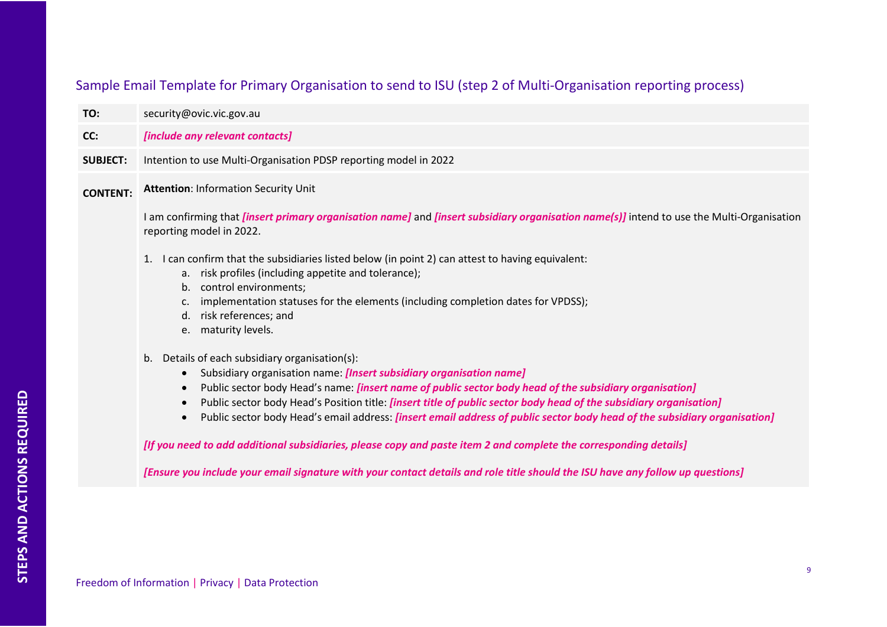## Sample Email Template for Primary Organisation to send to ISU (step 2 of Multi-Organisation reporting process)

| | |
|---|---|
| **TO:** | security@ovic.vic.gov.au |
| **CC:** | ***[include any relevant contacts]*** |
| **SUBJECT:** | Intention to use Multi-Organisation PDSP reporting model in 2022 |
| **CONTENT:** | **Attention**: Information Security Unit<br><br>I am confirming that ***[insert primary organisation name]*** and ***[insert subsidiary organisation name(s)]*** intend to use the Multi-Organisation reporting model in 2022.<br><br>1. I can confirm that the subsidiaries listed below (in point 2) can attest to having equivalent:<br>a. risk profiles (including appetite and tolerance);<br>b. control environments;<br>c. implementation statuses for the elements (including completion dates for VPDSS);<br>d. risk references; and<br>e. maturity levels.<br><br>b. Details of each subsidiary organisation(s):<br>• Subsidiary organisation name: ***[Insert subsidiary organisation name]***<br>• Public sector body Head's name: ***[insert name of public sector body head of the subsidiary organisation]***<br>• Public sector body Head's Position title: ***[insert title of public sector body head of the subsidiary organisation]***<br>• Public sector body Head's email address: ***[insert email address of public sector body head of the subsidiary organisation]***<br><br>***[If you need to add additional subsidiaries, please copy and paste item 2 and complete the corresponding details]***<br><br>***[Ensure you include your email signature with your contact details and role title should the ISU have any follow up questions]*** |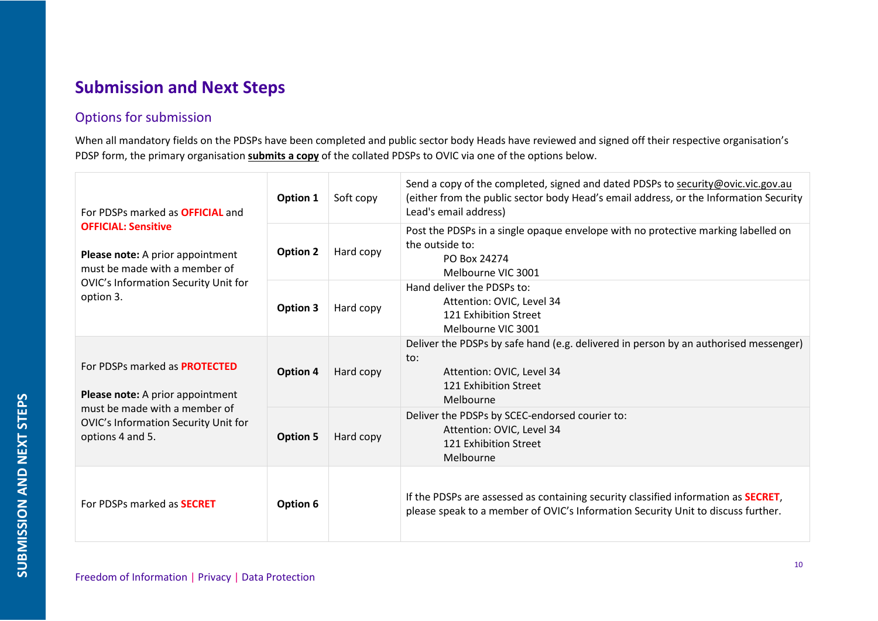# Submission and Next Steps

## Options for submission

When all mandatory fields on the PDSPs have been completed and public sector body Heads have reviewed and signed off their respective organisation's PDSP form, the primary organisation **submits a copy** of the collated PDSPs to OVIC via one of the options below.

| | | | |
|---|---|---|---|
| For PDSPs marked as **OFFICIAL** and **OFFICIAL: Sensitive**<br><br>**Please note:** A prior appointment must be made with a member of OVIC's Information Security Unit for option 3. | **Option 1** | Soft copy | Send a copy of the completed, signed and dated PDSPs to security@ovic.vic.gov.au (either from the public sector body Head's email address, or the Information Security Lead's email address) |
| | **Option 2** | Hard copy | Post the PDSPs in a single opaque envelope with no protective marking labelled on the outside to:<br>PO Box 24274<br>Melbourne VIC 3001 |
| | **Option 3** | Hard copy | Hand deliver the PDSPs to:<br>Attention: OVIC, Level 34<br>121 Exhibition Street<br>Melbourne VIC 3001 |
| For PDSPs marked as **PROTECTED**<br><br>**Please note:** A prior appointment must be made with a member of OVIC's Information Security Unit for options 4 and 5. | **Option 4** | Hard copy | Deliver the PDSPs by safe hand (e.g. delivered in person by an authorised messenger) to:<br>Attention: OVIC, Level 34<br>121 Exhibition Street<br>Melbourne |
| | **Option 5** | Hard copy | Deliver the PDSPs by SCEC-endorsed courier to:<br>Attention: OVIC, Level 34<br>121 Exhibition Street<br>Melbourne |
| For PDSPs marked as **SECRET** | **Option 6** | | If the PDSPs are assessed as containing security classified information as **SECRET**, please speak to a member of OVIC's Information Security Unit to discuss further. |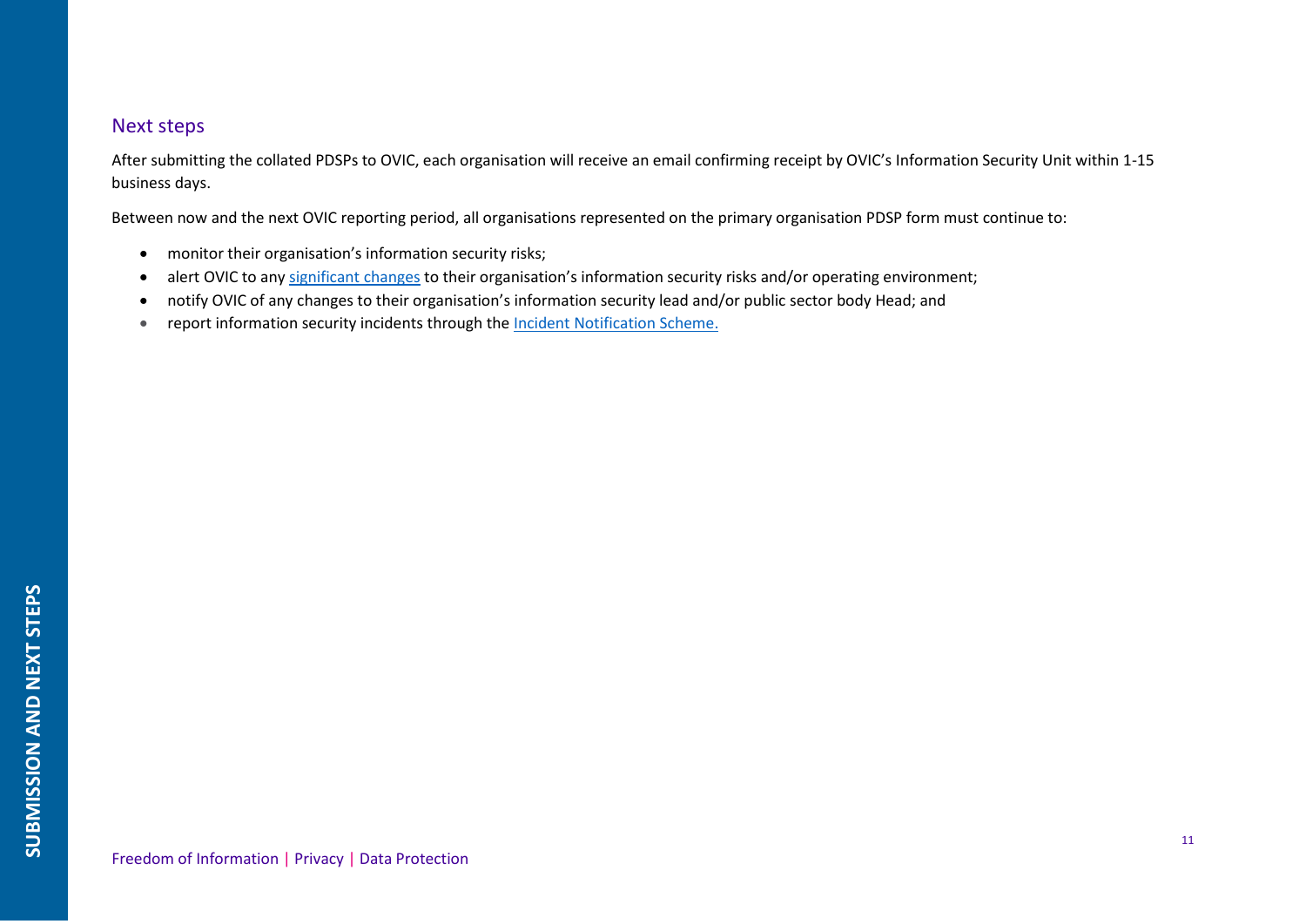## Next steps

After submitting the collated PDSPs to OVIC, each organisation will receive an email confirming receipt by OVIC's Information Security Unit within 1-15 business days.

Between now and the next OVIC reporting period, all organisations represented on the primary organisation PDSP form must continue to:

- monitor their organisation's information security risks;
- alert OVIC to any significant changes to their organisation's information security risks and/or operating environment;
- notify OVIC of any changes to their organisation's information security lead and/or public sector body Head; and
- report information security incidents through the Incident Notification Scheme.